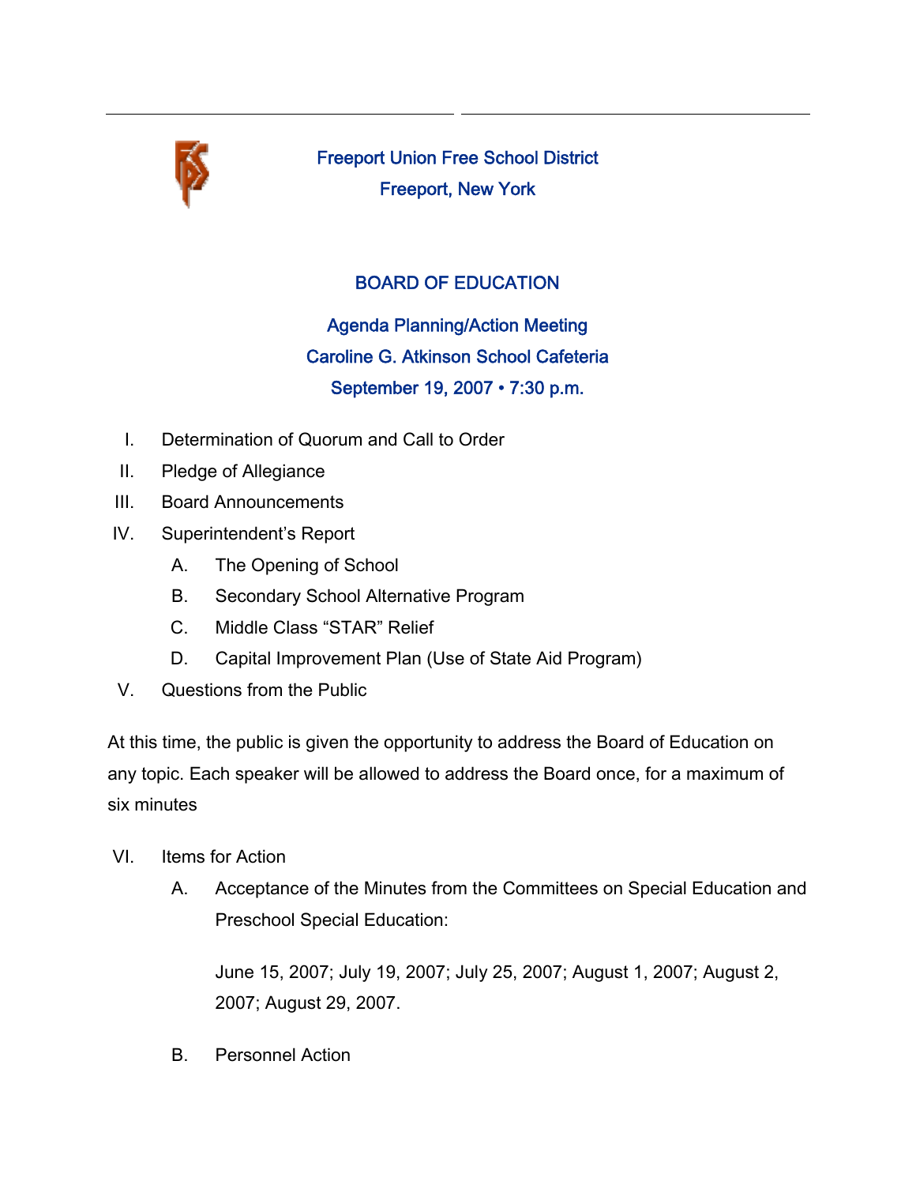# Freeport Union Free School District

Freeport, New York

## BOARD OF EDUCATION

Agenda Planning/Action Meeting

Caroline G. Atkinson School Cafeteria

September 19, 2007 • 7:30 p.m.

I. Determination of Quorum and Call to Order

II. Pledge of Allegiance

III. Board Announcements

IV. Superintendent's Report

   A. The Opening of School

   B. Secondary School Alternative Program

   C. Middle Class "STAR" Relief

   D. Capital Improvement Plan (Use of State Aid Program)

V. Questions from the Public

At this time, the public is given the opportunity to address the Board of Education on any topic. Each speaker will be allowed to address the Board once, for a maximum of six minutes

VI. Items for Action

   A. Acceptance of the Minutes from the Committees on Special Education and Preschool Special Education:

      June 15, 2007; July 19, 2007; July 25, 2007; August 1, 2007; August 2, 2007; August 29, 2007.

   B. Personnel Action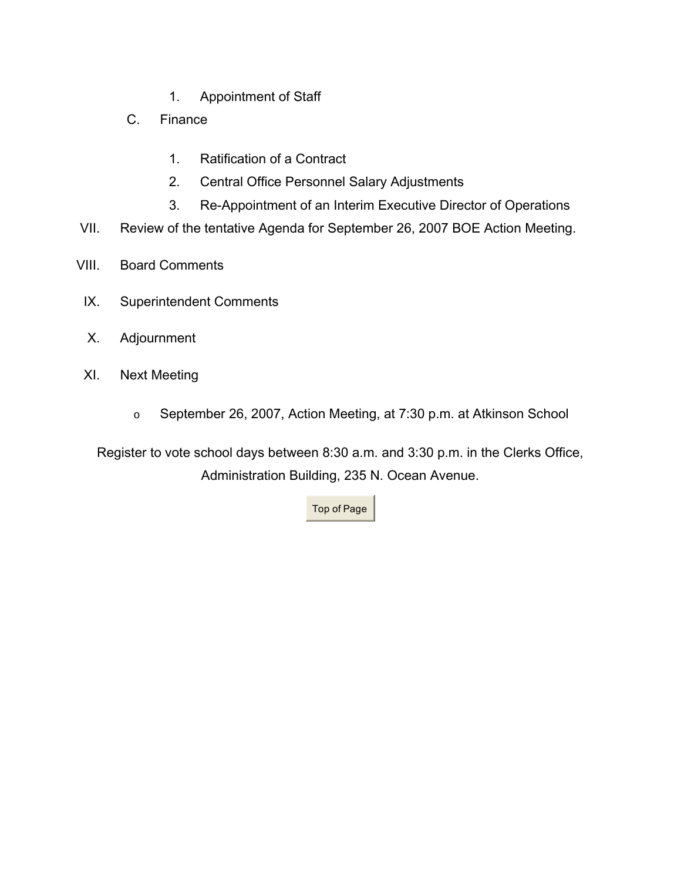1. Appointment of Staff

C. Finance

1. Ratification of a Contract
2. Central Office Personnel Salary Adjustments
3. Re-Appointment of an Interim Executive Director of Operations

VII. Review of the tentative Agenda for September 26, 2007 BOE Action Meeting.

VIII. Board Comments

IX. Superintendent Comments

X. Adjournment

XI. Next Meeting

- September 26, 2007, Action Meeting, at 7:30 p.m. at Atkinson School

Register to vote school days between 8:30 a.m. and 3:30 p.m. in the Clerks Office, Administration Building, 235 N. Ocean Avenue.

Top of Page